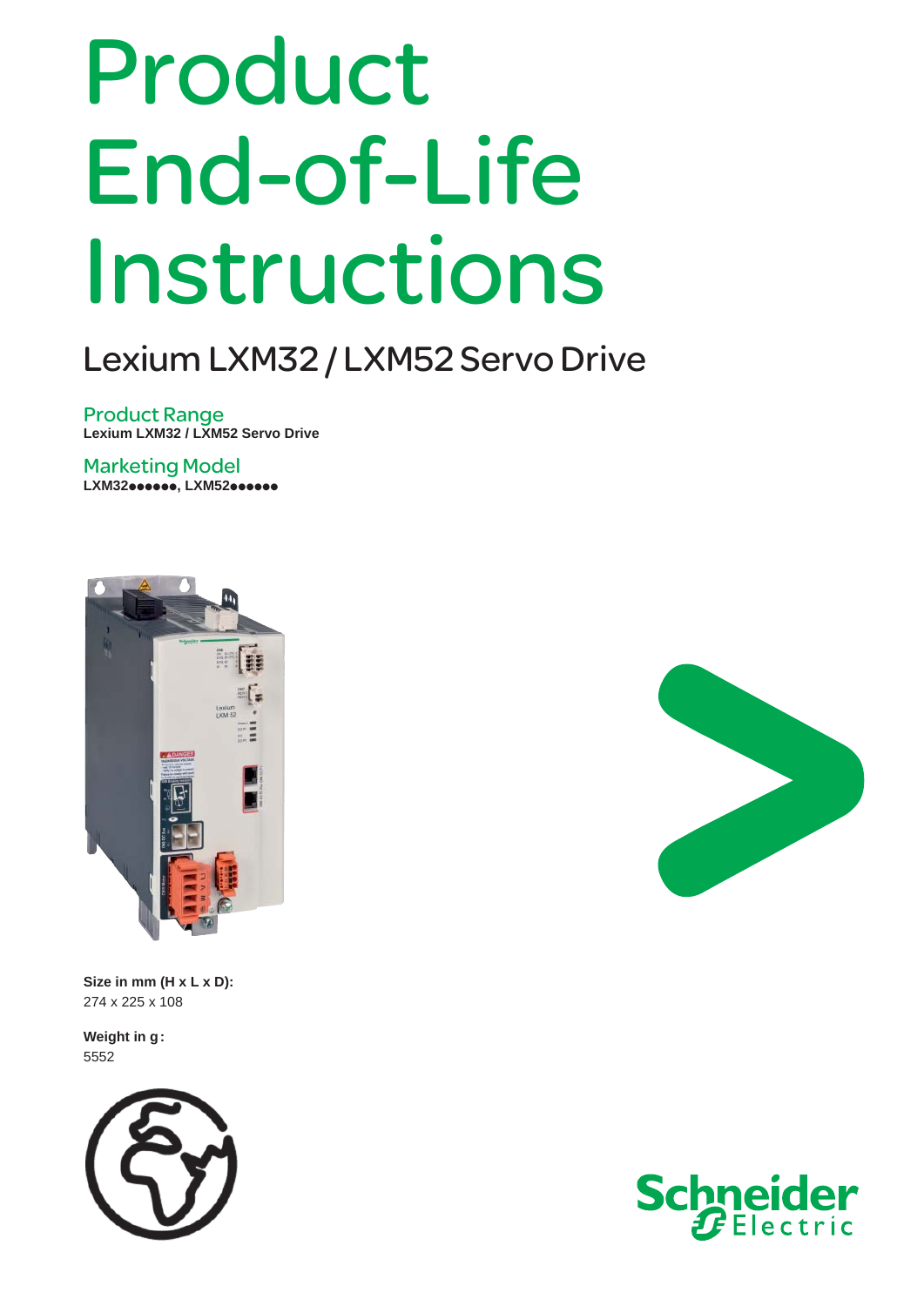# Product End-of-Life Instructions

## Lexium LXM32 / LXM52 Servo Drive

### Product Range
**Lexium LXM32 / LXM52 Servo Drive**

### Marketing Model
**LXM32●●●●●●, LXM52●●●●●●**

**Size in mm (H x L x D):**
274 x 225 x 108

**Weight in g:**
5552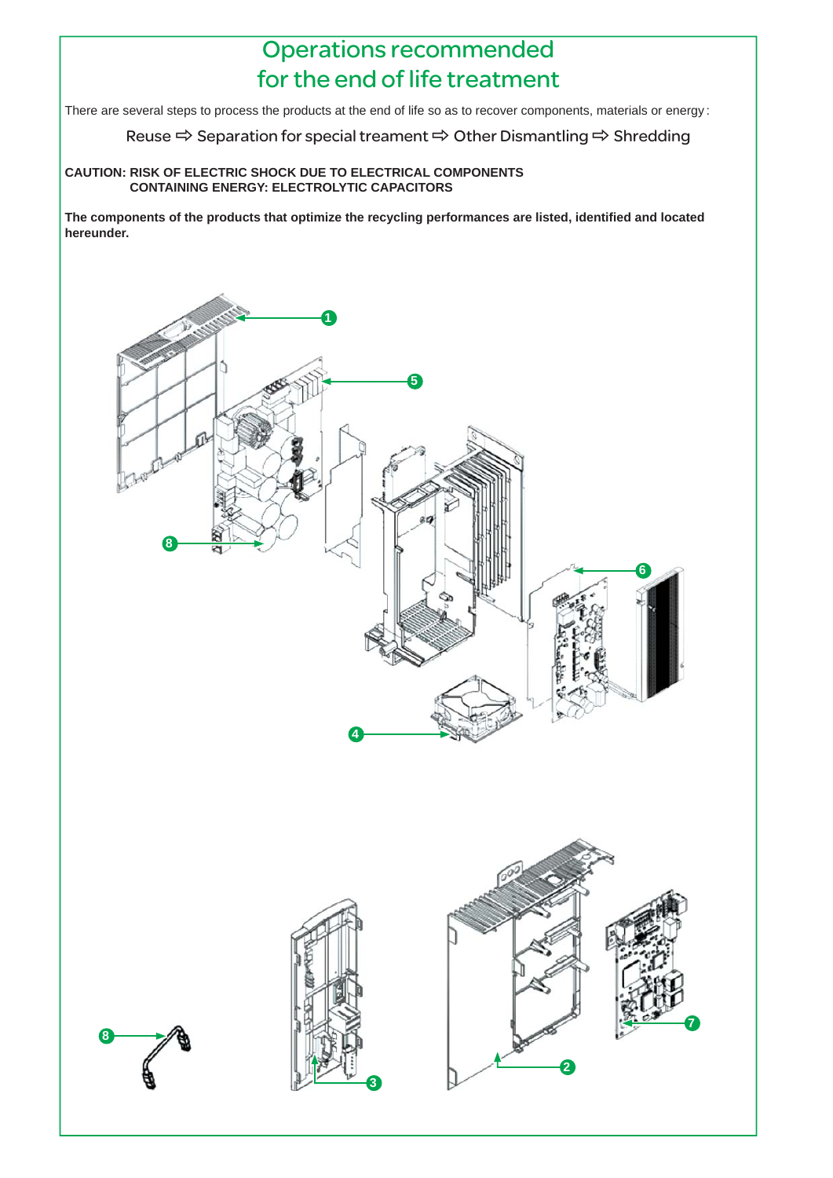# Operations recommended for the end of life treatment

There are several steps to process the products at the end of life so as to recover components, materials or energy:

Reuse ⇨ Separation for special treament ⇨ Other Dismantling ⇨ Shredding

**CAUTION: RISK OF ELECTRIC SHOCK DUE TO ELECTRICAL COMPONENTS CONTAINING ENERGY: ELECTROLYTIC CAPACITORS**

**The components of the products that optimize the recycling performances are listed, identified and located hereunder.**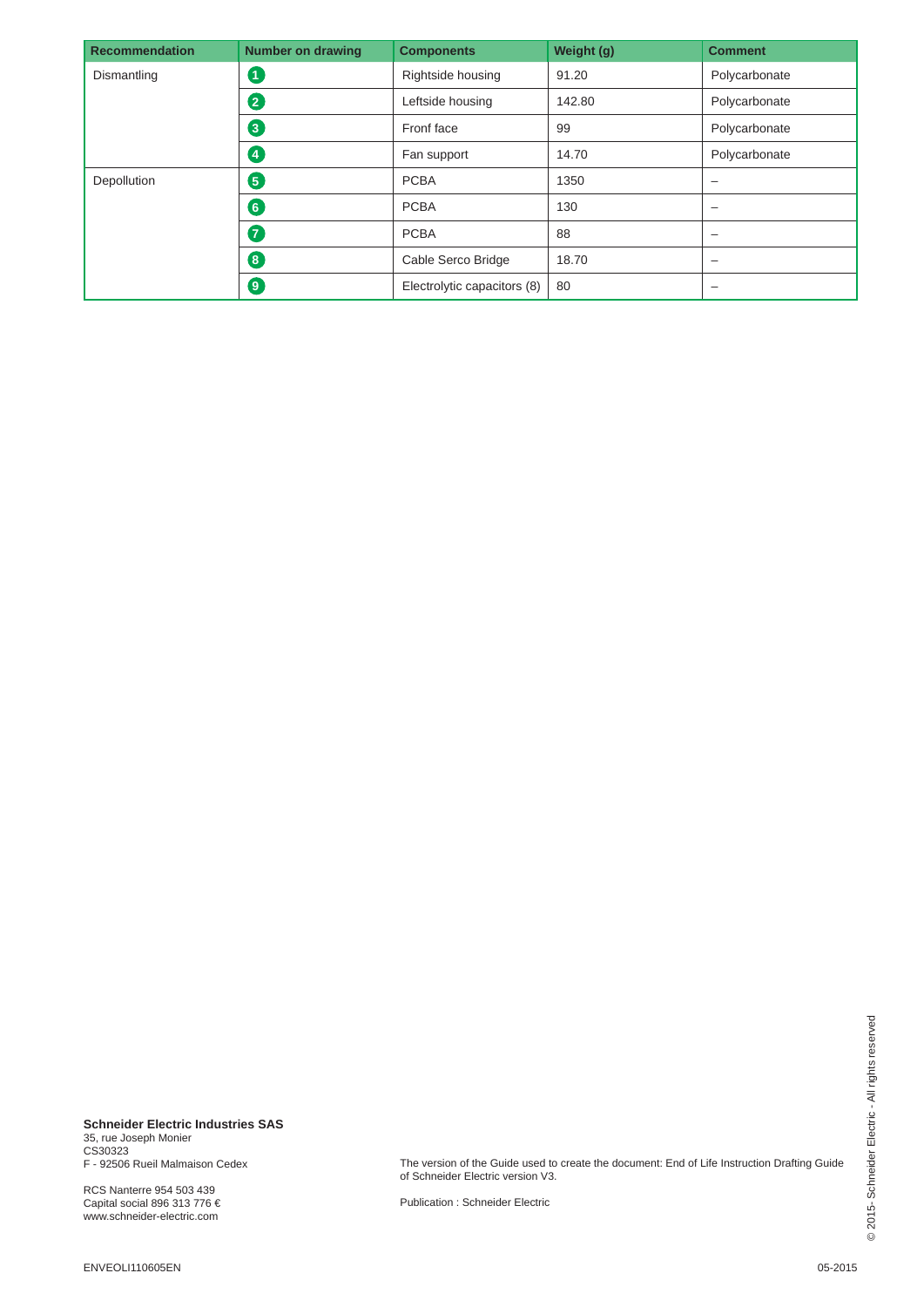| Recommendation | Number on drawing | Components | Weight (g) | Comment |
|---|---|---|---|---|
| Dismantling | 1 | Rightside housing | 91.20 | Polycarbonate |
| | 2 | Leftside housing | 142.80 | Polycarbonate |
| | 3 | Fronf face | 99 | Polycarbonate |
| | 4 | Fan support | 14.70 | Polycarbonate |
| Depollution | 5 | PCBA | 1350 | – |
| | 6 | PCBA | 130 | – |
| | 7 | PCBA | 88 | – |
| | 8 | Cable Serco Bridge | 18.70 | – |
| | 9 | Electrolytic capacitors (8) | 80 | – |

**Schneider Electric Industries SAS**
35, rue Joseph Monier
CS30323
F - 92506 Rueil Malmaison Cedex

RCS Nanterre 954 503 439
Capital social 896 313 776 €
www.schneider-electric.com

The version of the Guide used to create the document: End of Life Instruction Drafting Guide of Schneider Electric version V3.

Publication : Schneider Electric

© 2015- Schneider Electric - All rights reserved

ENVEOLI110605EN

05-2015